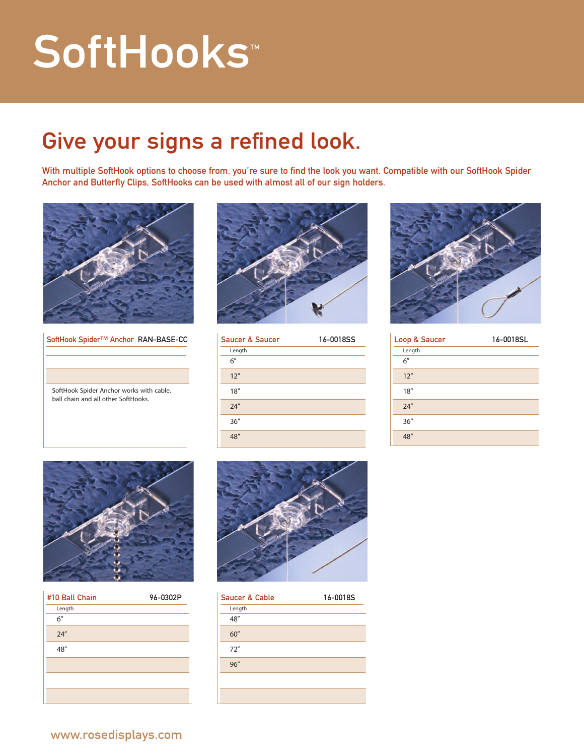# SoftHooks™

## Give your signs a refined look.

With multiple SoftHook options to choose from, you're sure to find the look you want. Compatible with our SoftHook Spider Anchor and Butterfly Clips, SoftHooks can be used with almost all of our sign holders.

| SoftHook Spider™ Anchor | RAN-BASE-CC |
|---|---|

SoftHook Spider Anchor works with cable, ball chain and all other SoftHooks.

| Saucer & Saucer | 16-0018SS |
|---|---|
| Length | |
| 6″ | |
| 12″ | |
| 18″ | |
| 24″ | |
| 36″ | |
| 48″ | |

| Loop & Saucer | 16-0018SL |
|---|---|
| Length | |
| 6″ | |
| 12″ | |
| 18″ | |
| 24″ | |
| 36″ | |
| 48″ | |

| #10 Ball Chain | 96-0302P |
|---|---|
| Length | |
| 6″ | |
| 24″ | |
| 48″ | |

| Saucer & Cable | 16-0018S |
|---|---|
| Length | |
| 48″ | |
| 60″ | |
| 72″ | |
| 96″ | |

www.rosedisplays.com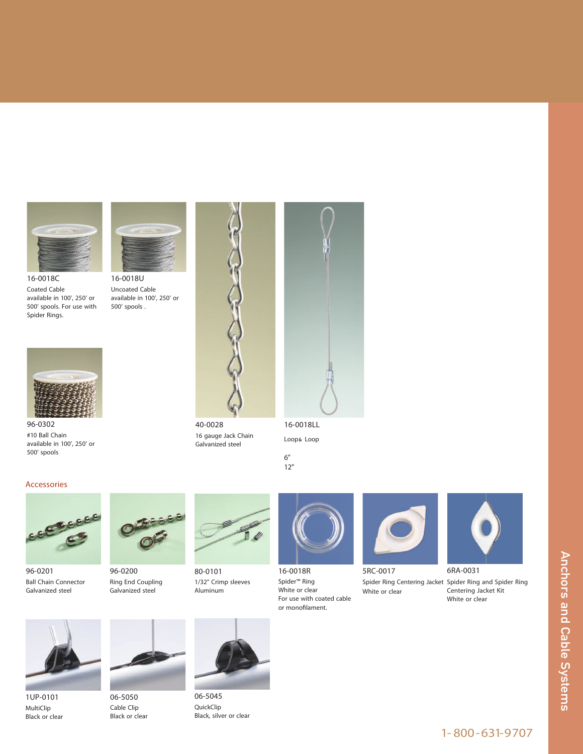16-0018C
Coated Cable
available in 100', 250' or 500' spools. For use with Spider Rings.

16-0018U
Uncoated Cable
available in 100', 250' or 500' spools .

96-0302
#10 Ball Chain
available in 100', 250' or 500' spools

40-0028
16 gauge Jack Chain
Galvanized steel

16-0018LL
Loop& Loop

6"
12"

## Accessories

96-0201
Ball Chain Connector
Galvanized steel

96-0200
Ring End Coupling
Galvanized steel

80-0101
1/32" Crimp sleeves
Aluminum

16-0018R
Spider™ Ring
White or clear
For use with coated cable or monofilament.

5RC-0017
Spider Ring Centering Jacket
White or clear

6RA-0031
Spider Ring and Spider Ring Centering Jacket Kit
White or clear

1UP-0101
MultiClip
Black or clear

06-5050
Cable Clip
Black or clear

06-5045
QuickClip
Black, silver or clear

Anchors and Cable Systems

1-800-631-9707